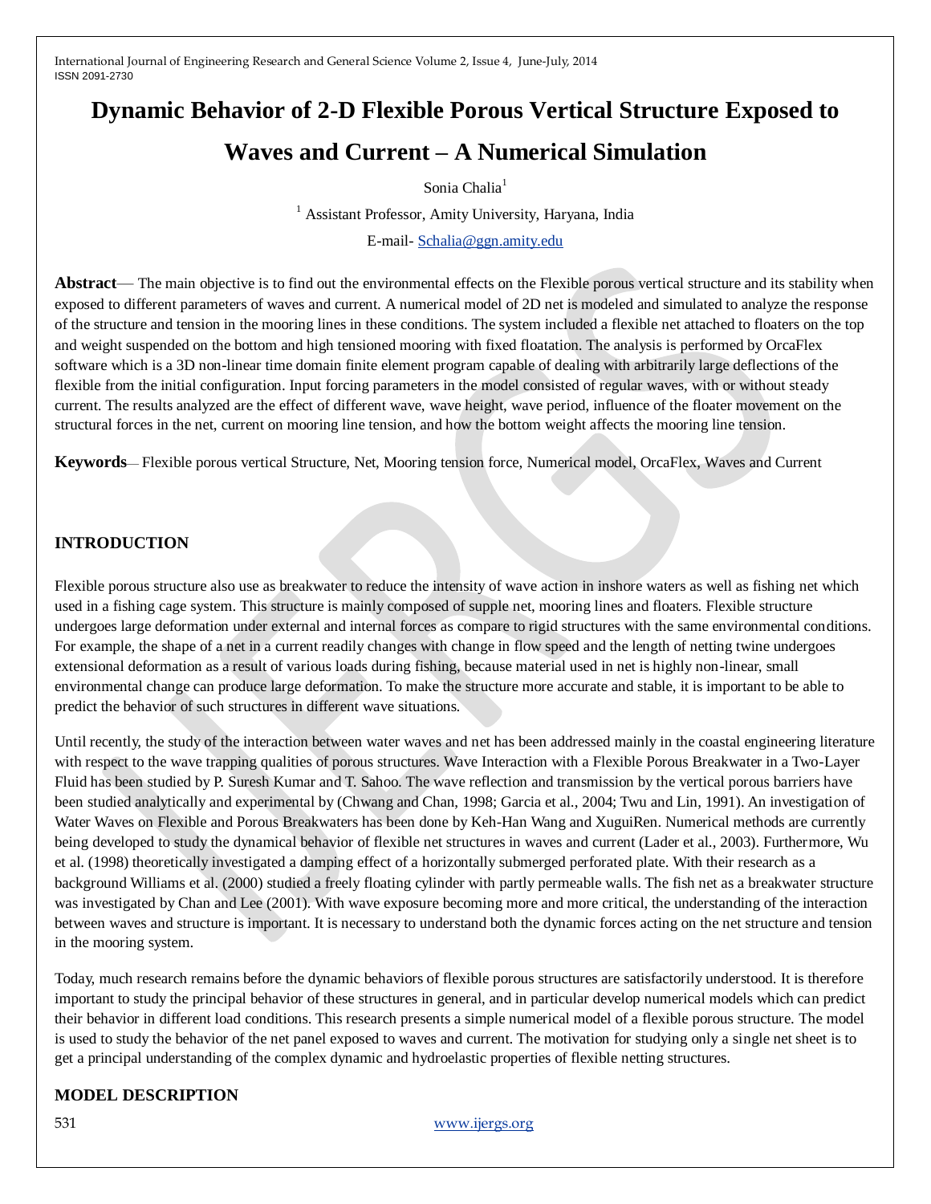# Dynamic Behavior of 2-D Flexible Porous Vertical Structure Exposed to Waves and Current – A Numerical Simulation

Sonia Chalia[1]

[1] Assistant Professor, Amity University, Haryana, India

E-mail- Schalia@ggn.amity.edu

**Abstract**— The main objective is to find out the environmental effects on the Flexible porous vertical structure and its stability when exposed to different parameters of waves and current. A numerical model of 2D net is modeled and simulated to analyze the response of the structure and tension in the mooring lines in these conditions. The system included a flexible net attached to floaters on the top and weight suspended on the bottom and high tensioned mooring with fixed floatation. The analysis is performed by OrcaFlex software which is a 3D non-linear time domain finite element program capable of dealing with arbitrarily large deflections of the flexible from the initial configuration. Input forcing parameters in the model consisted of regular waves, with or without steady current. The results analyzed are the effect of different wave, wave height, wave period, influence of the floater movement on the structural forces in the net, current on mooring line tension, and how the bottom weight affects the mooring line tension.

**Keywords**— Flexible porous vertical Structure, Net, Mooring tension force, Numerical model, OrcaFlex, Waves and Current

## INTRODUCTION

Flexible porous structure also use as breakwater to reduce the intensity of wave action in inshore waters as well as fishing net which used in a fishing cage system. This structure is mainly composed of supple net, mooring lines and floaters. Flexible structure undergoes large deformation under external and internal forces as compare to rigid structures with the same environmental conditions. For example, the shape of a net in a current readily changes with change in flow speed and the length of netting twine undergoes extensional deformation as a result of various loads during fishing, because material used in net is highly non-linear, small environmental change can produce large deformation. To make the structure more accurate and stable, it is important to be able to predict the behavior of such structures in different wave situations.

Until recently, the study of the interaction between water waves and net has been addressed mainly in the coastal engineering literature with respect to the wave trapping qualities of porous structures. Wave Interaction with a Flexible Porous Breakwater in a Two-Layer Fluid has been studied by P. Suresh Kumar and T. Sahoo. The wave reflection and transmission by the vertical porous barriers have been studied analytically and experimental by (Chwang and Chan, 1998; Garcia et al., 2004; Twu and Lin, 1991). An investigation of Water Waves on Flexible and Porous Breakwaters has been done by Keh-Han Wang and XuguiRen. Numerical methods are currently being developed to study the dynamical behavior of flexible net structures in waves and current (Lader et al., 2003). Furthermore, Wu et al. (1998) theoretically investigated a damping effect of a horizontally submerged perforated plate. With their research as a background Williams et al. (2000) studied a freely floating cylinder with partly permeable walls. The fish net as a breakwater structure was investigated by Chan and Lee (2001). With wave exposure becoming more and more critical, the understanding of the interaction between waves and structure is important. It is necessary to understand both the dynamic forces acting on the net structure and tension in the mooring system.

Today, much research remains before the dynamic behaviors of flexible porous structures are satisfactorily understood. It is therefore important to study the principal behavior of these structures in general, and in particular develop numerical models which can predict their behavior in different load conditions. This research presents a simple numerical model of a flexible porous structure. The model is used to study the behavior of the net panel exposed to waves and current. The motivation for studying only a single net sheet is to get a principal understanding of the complex dynamic and hydroelastic properties of flexible netting structures.

## MODEL DESCRIPTION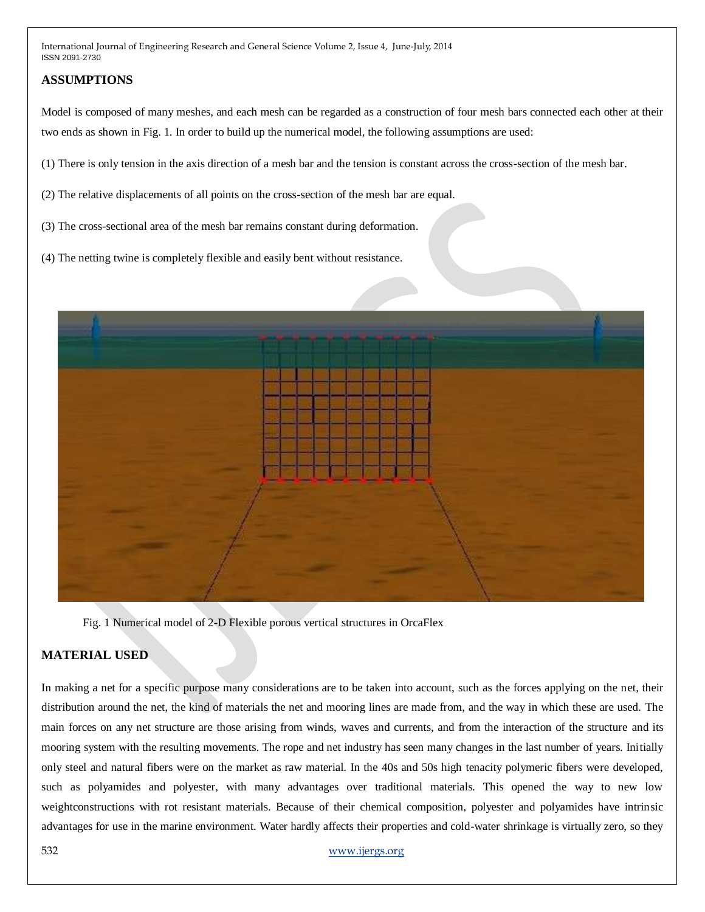## ASSUMPTIONS

Model is composed of many meshes, and each mesh can be regarded as a construction of four mesh bars connected each other at their two ends as shown in Fig. 1. In order to build up the numerical model, the following assumptions are used:

(1) There is only tension in the axis direction of a mesh bar and the tension is constant across the cross-section of the mesh bar.

(2) The relative displacements of all points on the cross-section of the mesh bar are equal.

(3) The cross-sectional area of the mesh bar remains constant during deformation.

(4) The netting twine is completely flexible and easily bent without resistance.

Fig. 1 Numerical model of 2-D Flexible porous vertical structures in OrcaFlex

## MATERIAL USED

In making a net for a specific purpose many considerations are to be taken into account, such as the forces applying on the net, their distribution around the net, the kind of materials the net and mooring lines are made from, and the way in which these are used. The main forces on any net structure are those arising from winds, waves and currents, and from the interaction of the structure and its mooring system with the resulting movements. The rope and net industry has seen many changes in the last number of years. Initially only steel and natural fibers were on the market as raw material. In the 40s and 50s high tenacity polymeric fibers were developed, such as polyamides and polyester, with many advantages over traditional materials. This opened the way to new low weightconstructions with rot resistant materials. Because of their chemical composition, polyester and polyamides have intrinsic advantages for use in the marine environment. Water hardly affects their properties and cold-water shrinkage is virtually zero, so they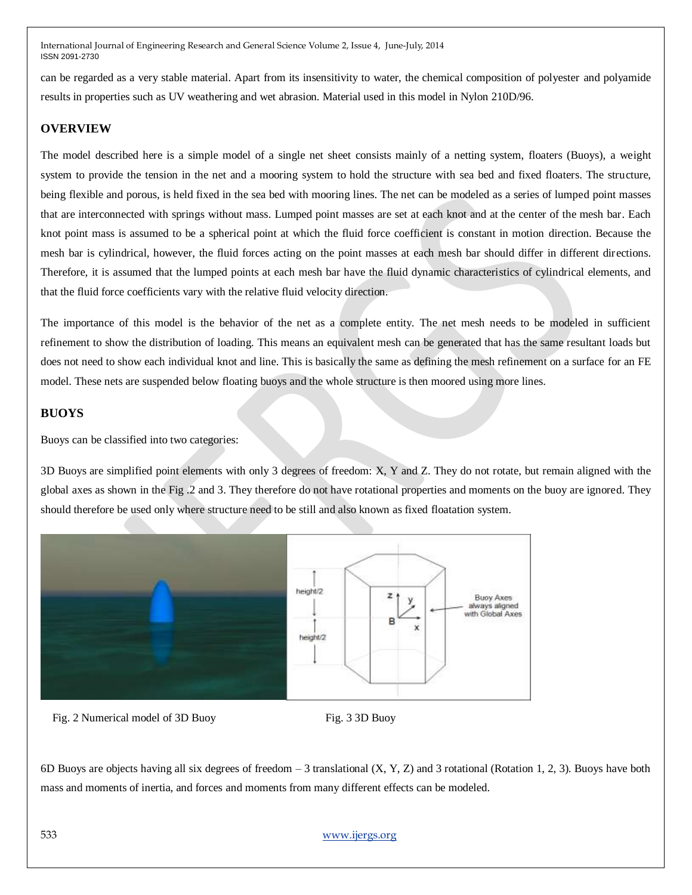can be regarded as a very stable material. Apart from its insensitivity to water, the chemical composition of polyester and polyamide results in properties such as UV weathering and wet abrasion. Material used in this model in Nylon 210D/96.

## OVERVIEW

The model described here is a simple model of a single net sheet consists mainly of a netting system, floaters (Buoys), a weight system to provide the tension in the net and a mooring system to hold the structure with sea bed and fixed floaters. The structure, being flexible and porous, is held fixed in the sea bed with mooring lines. The net can be modeled as a series of lumped point masses that are interconnected with springs without mass. Lumped point masses are set at each knot and at the center of the mesh bar. Each knot point mass is assumed to be a spherical point at which the fluid force coefficient is constant in motion direction. Because the mesh bar is cylindrical, however, the fluid forces acting on the point masses at each mesh bar should differ in different directions. Therefore, it is assumed that the lumped points at each mesh bar have the fluid dynamic characteristics of cylindrical elements, and that the fluid force coefficients vary with the relative fluid velocity direction.

The importance of this model is the behavior of the net as a complete entity. The net mesh needs to be modeled in sufficient refinement to show the distribution of loading. This means an equivalent mesh can be generated that has the same resultant loads but does not need to show each individual knot and line. This is basically the same as defining the mesh refinement on a surface for an FE model. These nets are suspended below floating buoys and the whole structure is then moored using more lines.

## BUOYS

Buoys can be classified into two categories:

3D Buoys are simplified point elements with only 3 degrees of freedom: X, Y and Z. They do not rotate, but remain aligned with the global axes as shown in the Fig .2 and 3. They therefore do not have rotational properties and moments on the buoy are ignored. They should therefore be used only where structure need to be still and also known as fixed floatation system.

Fig. 2 Numerical model of 3D Buoy

Fig. 3 3D Buoy

6D Buoys are objects having all six degrees of freedom – 3 translational (X, Y, Z) and 3 rotational (Rotation 1, 2, 3). Buoys have both mass and moments of inertia, and forces and moments from many different effects can be modeled.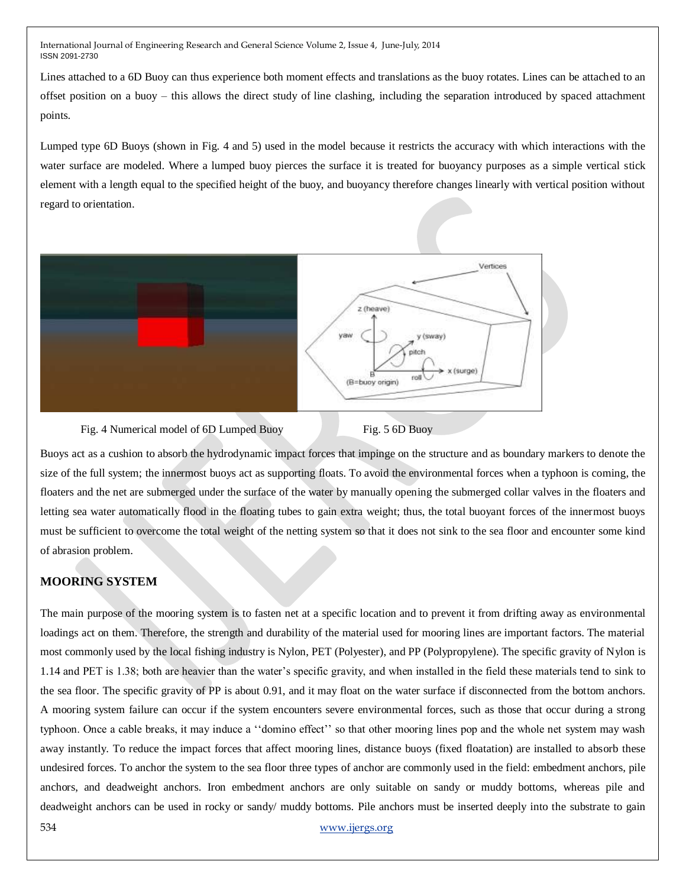Lines attached to a 6D Buoy can thus experience both moment effects and translations as the buoy rotates. Lines can be attached to an offset position on a buoy – this allows the direct study of line clashing, including the separation introduced by spaced attachment points.

Lumped type 6D Buoys (shown in Fig. 4 and 5) used in the model because it restricts the accuracy with which interactions with the water surface are modeled. Where a lumped buoy pierces the surface it is treated for buoyancy purposes as a simple vertical stick element with a length equal to the specified height of the buoy, and buoyancy therefore changes linearly with vertical position without regard to orientation.

Fig. 4 Numerical model of 6D Lumped Buoy

Fig. 5 6D Buoy

Buoys act as a cushion to absorb the hydrodynamic impact forces that impinge on the structure and as boundary markers to denote the size of the full system; the innermost buoys act as supporting floats. To avoid the environmental forces when a typhoon is coming, the floaters and the net are submerged under the surface of the water by manually opening the submerged collar valves in the floaters and letting sea water automatically flood in the floating tubes to gain extra weight; thus, the total buoyant forces of the innermost buoys must be sufficient to overcome the total weight of the netting system so that it does not sink to the sea floor and encounter some kind of abrasion problem.

## MOORING SYSTEM

The main purpose of the mooring system is to fasten net at a specific location and to prevent it from drifting away as environmental loadings act on them. Therefore, the strength and durability of the material used for mooring lines are important factors. The material most commonly used by the local fishing industry is Nylon, PET (Polyester), and PP (Polypropylene). The specific gravity of Nylon is 1.14 and PET is 1.38; both are heavier than the water's specific gravity, and when installed in the field these materials tend to sink to the sea floor. The specific gravity of PP is about 0.91, and it may float on the water surface if disconnected from the bottom anchors. A mooring system failure can occur if the system encounters severe environmental forces, such as those that occur during a strong typhoon. Once a cable breaks, it may induce a ''domino effect'' so that other mooring lines pop and the whole net system may wash away instantly. To reduce the impact forces that affect mooring lines, distance buoys (fixed floatation) are installed to absorb these undesired forces. To anchor the system to the sea floor three types of anchor are commonly used in the field: embedment anchors, pile anchors, and deadweight anchors. Iron embedment anchors are only suitable on sandy or muddy bottoms, whereas pile and deadweight anchors can be used in rocky or sandy/ muddy bottoms. Pile anchors must be inserted deeply into the substrate to gain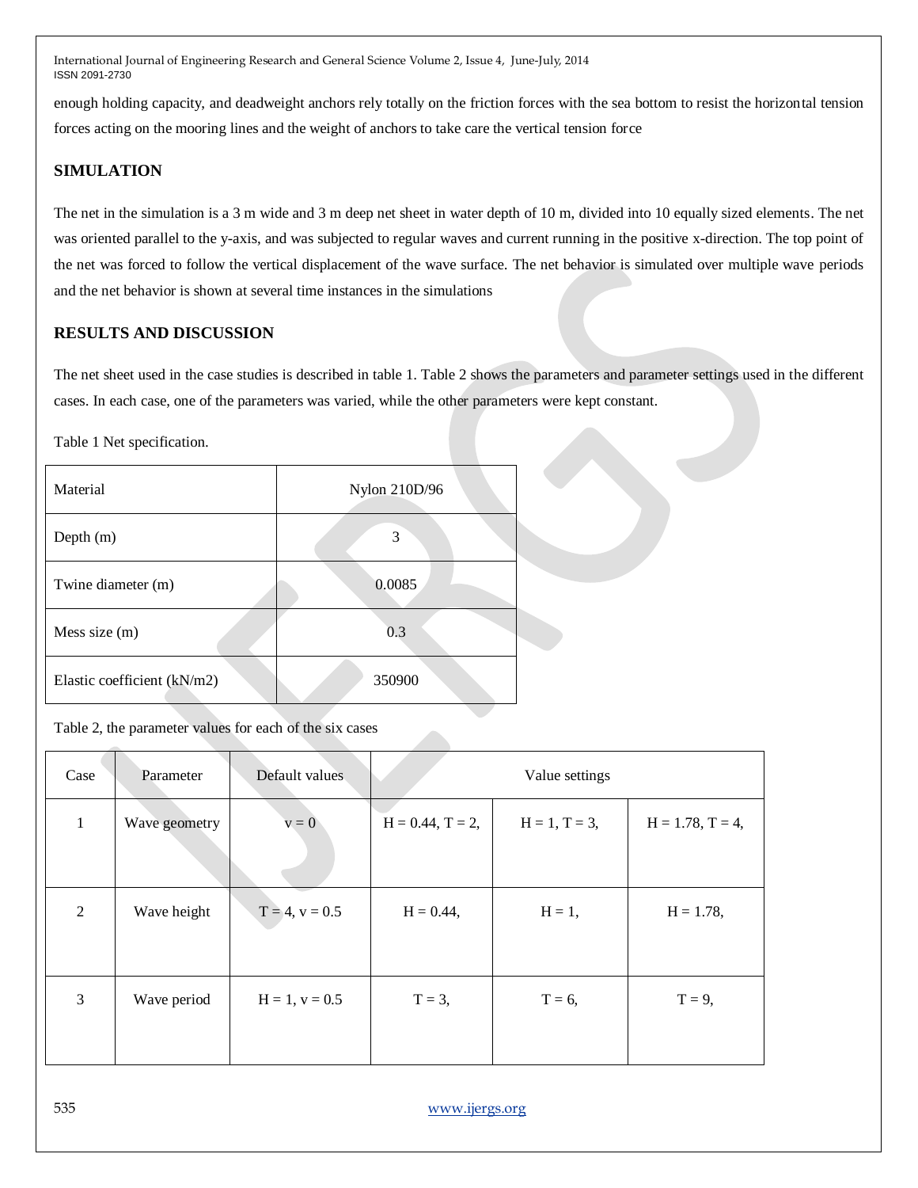enough holding capacity, and deadweight anchors rely totally on the friction forces with the sea bottom to resist the horizontal tension forces acting on the mooring lines and the weight of anchors to take care the vertical tension force

## SIMULATION

The net in the simulation is a 3 m wide and 3 m deep net sheet in water depth of 10 m, divided into 10 equally sized elements. The net was oriented parallel to the y-axis, and was subjected to regular waves and current running in the positive x-direction. The top point of the net was forced to follow the vertical displacement of the wave surface. The net behavior is simulated over multiple wave periods and the net behavior is shown at several time instances in the simulations

## RESULTS AND DISCUSSION

The net sheet used in the case studies is described in table 1. Table 2 shows the parameters and parameter settings used in the different cases. In each case, one of the parameters was varied, while the other parameters were kept constant.

Table 1 Net specification.

| Material | Nylon 210D/96 |
|---|---|
| Depth (m) | 3 |
| Twine diameter (m) | 0.0085 |
| Mess size (m) | 0.3 |
| Elastic coefficient (kN/m2) | 350900 |

Table 2, the parameter values for each of the six cases

| Case | Parameter | Default values | Value settings | | |
|---|---|---|---|---|---|
| 1 | Wave geometry | v = 0 | H = 0.44, T = 2, | H = 1, T = 3, | H = 1.78, T = 4, |
| 2 | Wave height | T = 4, v = 0.5 | H = 0.44, | H = 1, | H = 1.78, |
| 3 | Wave period | H = 1, v = 0.5 | T = 3, | T = 6, | T = 9, |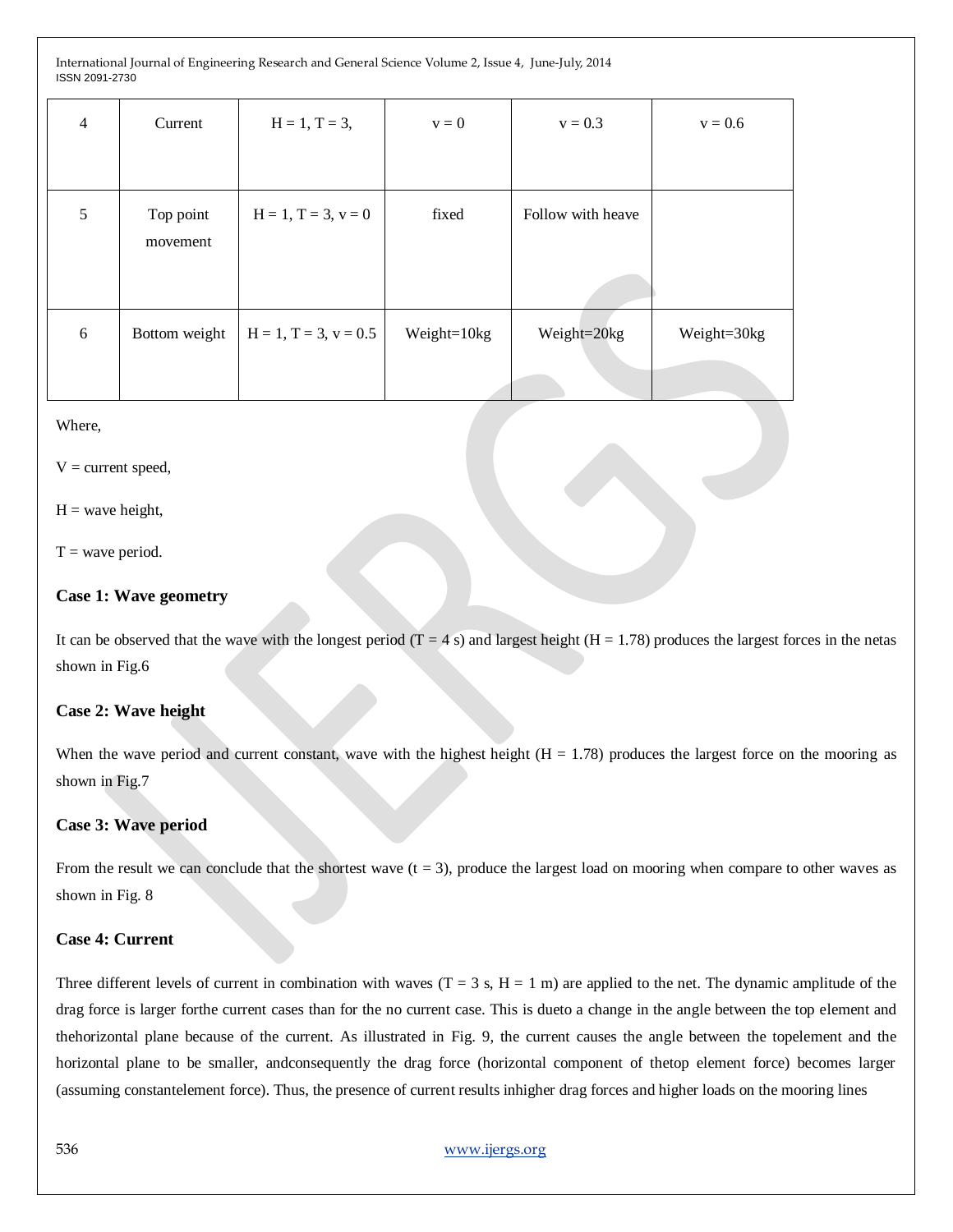| 4 | Current | H = 1, T = 3, | v = 0 | v = 0.3 | v = 0.6 |
|---|---|---|---|---|---|
| 5 | Top point movement | H = 1, T = 3, v = 0 | fixed | Follow with heave | |
| 6 | Bottom weight | H = 1, T = 3, v = 0.5 | Weight=10kg | Weight=20kg | Weight=30kg |

Where,

V = current speed,

H = wave height,

T = wave period.

### Case 1: Wave geometry

It can be observed that the wave with the longest period (T = 4 s) and largest height (H = 1.78) produces the largest forces in the netas shown in Fig.6

### Case 2: Wave height

When the wave period and current constant, wave with the highest height (H = 1.78) produces the largest force on the mooring as shown in Fig.7

### Case 3: Wave period

From the result we can conclude that the shortest wave (t = 3), produce the largest load on mooring when compare to other waves as shown in Fig. 8

### Case 4: Current

Three different levels of current in combination with waves (T = 3 s, H = 1 m) are applied to the net. The dynamic amplitude of the drag force is larger forthe current cases than for the no current case. This is dueto a change in the angle between the top element and thehorizontal plane because of the current. As illustrated in Fig. 9, the current causes the angle between the topelement and the horizontal plane to be smaller, andconsequently the drag force (horizontal component of thetop element force) becomes larger (assuming constantelement force). Thus, the presence of current results inhigher drag forces and higher loads on the mooring lines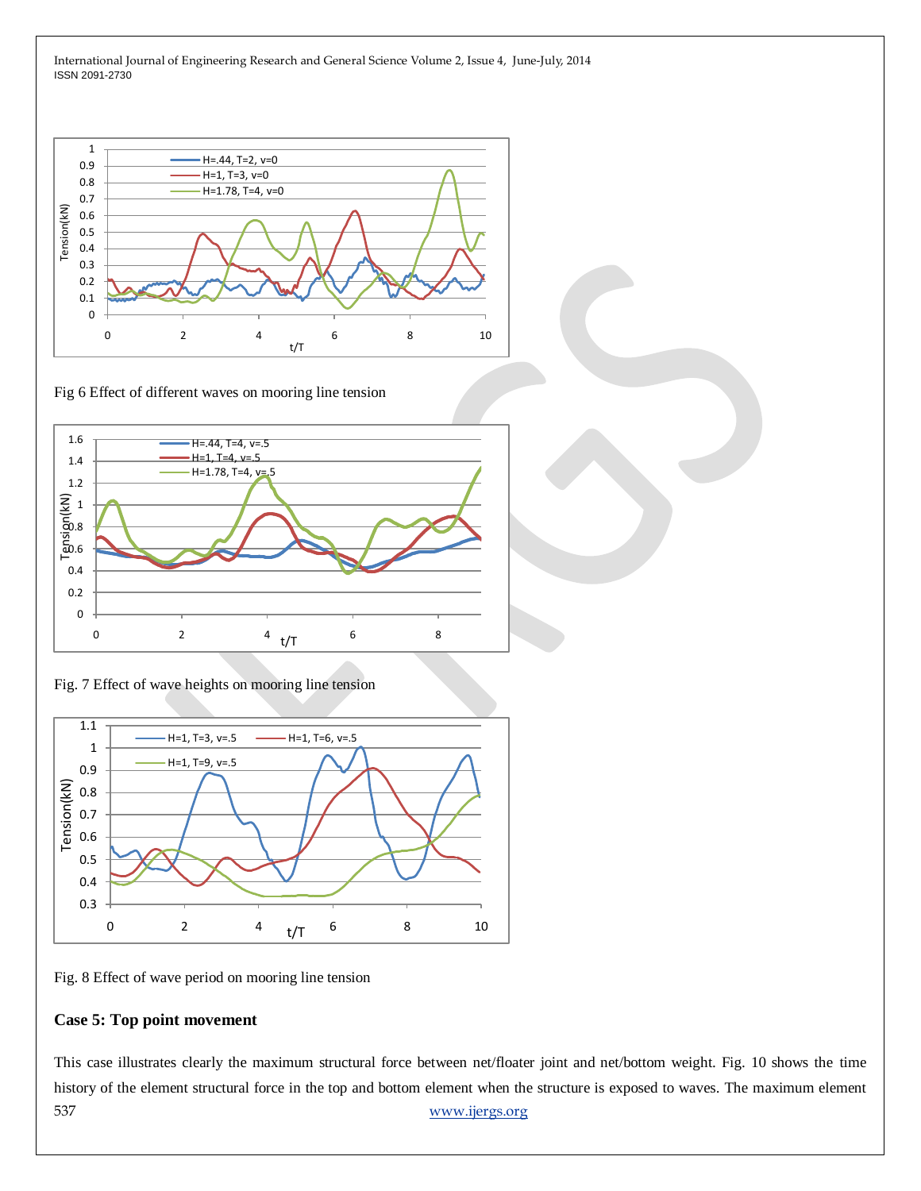Fig 6 Effect of different waves on mooring line tension

Fig. 7 Effect of wave heights on mooring line tension

Fig. 8 Effect of wave period on mooring line tension

### Case 5: Top point movement

This case illustrates clearly the maximum structural force between net/floater joint and net/bottom weight. Fig. 10 shows the time history of the element structural force in the top and bottom element when the structure is exposed to waves. The maximum element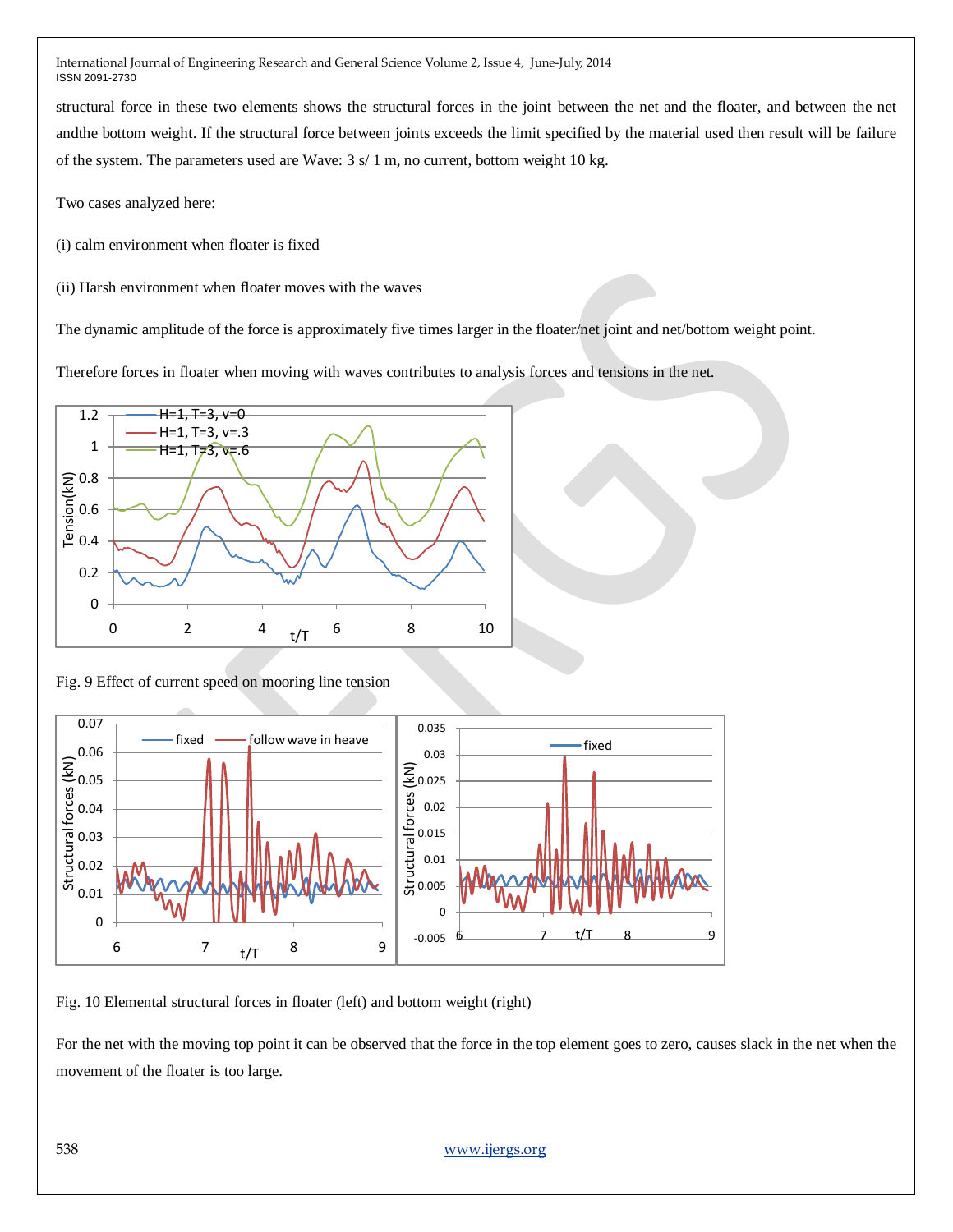structural force in these two elements shows the structural forces in the joint between the net and the floater, and between the net andthe bottom weight. If the structural force between joints exceeds the limit specified by the material used then result will be failure of the system. The parameters used are Wave: 3 s/ 1 m, no current, bottom weight 10 kg.

Two cases analyzed here:

(i) calm environment when floater is fixed

(ii) Harsh environment when floater moves with the waves

The dynamic amplitude of the force is approximately five times larger in the floater/net joint and net/bottom weight point.

Therefore forces in floater when moving with waves contributes to analysis forces and tensions in the net.

Fig. 9 Effect of current speed on mooring line tension

Fig. 10 Elemental structural forces in floater (left) and bottom weight (right)

For the net with the moving top point it can be observed that the force in the top element goes to zero, causes slack in the net when the movement of the floater is too large.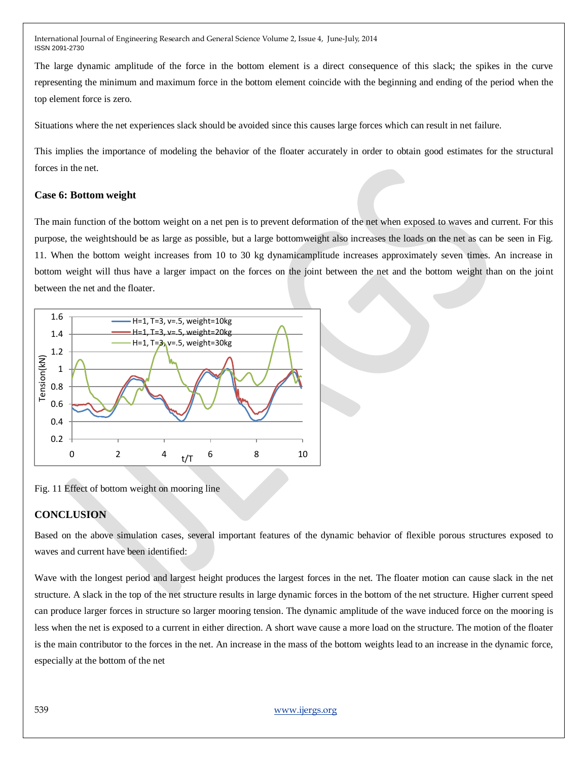The large dynamic amplitude of the force in the bottom element is a direct consequence of this slack; the spikes in the curve representing the minimum and maximum force in the bottom element coincide with the beginning and ending of the period when the top element force is zero.

Situations where the net experiences slack should be avoided since this causes large forces which can result in net failure.

This implies the importance of modeling the behavior of the floater accurately in order to obtain good estimates for the structural forces in the net.

### Case 6: Bottom weight

The main function of the bottom weight on a net pen is to prevent deformation of the net when exposed to waves and current. For this purpose, the weightshould be as large as possible, but a large bottomweight also increases the loads on the net as can be seen in Fig. 11. When the bottom weight increases from 10 to 30 kg dynamicamplitude increases approximately seven times. An increase in bottom weight will thus have a larger impact on the forces on the joint between the net and the bottom weight than on the joint between the net and the floater.

Fig. 11 Effect of bottom weight on mooring line

## CONCLUSION

Based on the above simulation cases, several important features of the dynamic behavior of flexible porous structures exposed to waves and current have been identified:

Wave with the longest period and largest height produces the largest forces in the net. The floater motion can cause slack in the net structure. A slack in the top of the net structure results in large dynamic forces in the bottom of the net structure. Higher current speed can produce larger forces in structure so larger mooring tension. The dynamic amplitude of the wave induced force on the mooring is less when the net is exposed to a current in either direction. A short wave cause a more load on the structure. The motion of the floater is the main contributor to the forces in the net. An increase in the mass of the bottom weights lead to an increase in the dynamic force, especially at the bottom of the net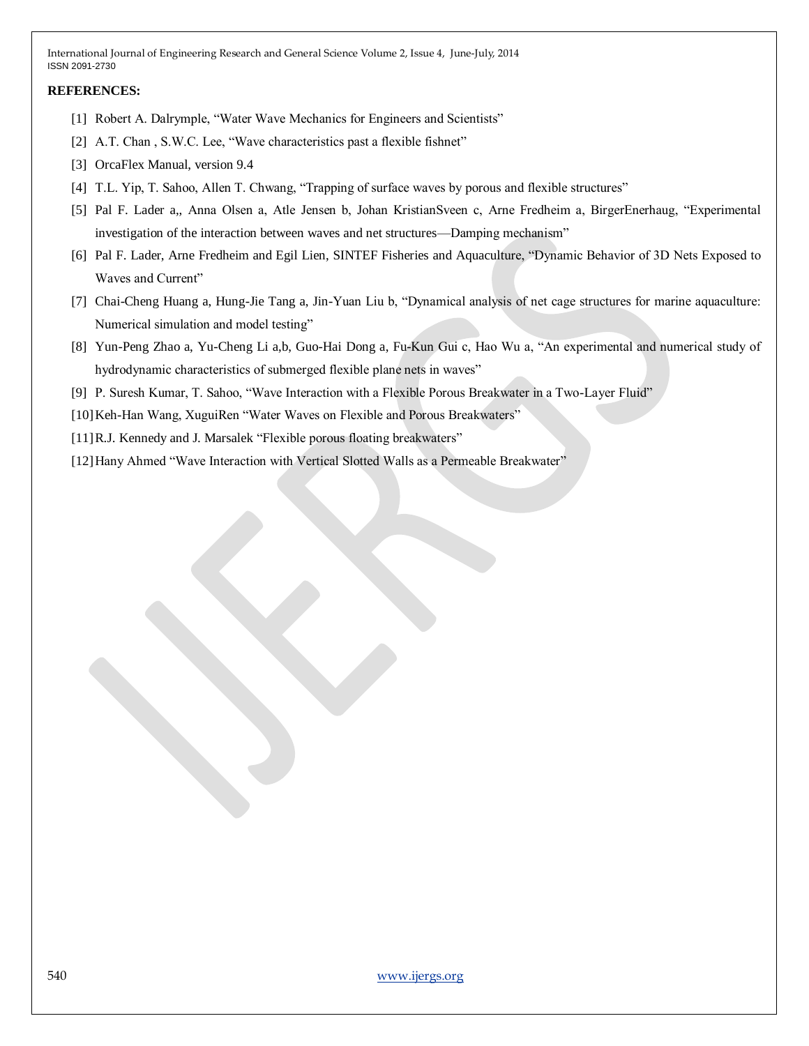**REFERENCES:**

1. Robert A. Dalrymple, “Water Wave Mechanics for Engineers and Scientists”
2. A.T. Chan , S.W.C. Lee, “Wave characteristics past a flexible fishnet”
3. OrcaFlex Manual, version 9.4
4. T.L. Yip, T. Sahoo, Allen T. Chwang, “Trapping of surface waves by porous and flexible structures”
5. Pal F. Lader a,, Anna Olsen a, Atle Jensen b, Johan KristianSveen c, Arne Fredheim a, BirgerEnerhaug, “Experimental investigation of the interaction between waves and net structures—Damping mechanism”
6. Pal F. Lader, Arne Fredheim and Egil Lien, SINTEF Fisheries and Aquaculture, “Dynamic Behavior of 3D Nets Exposed to Waves and Current”
7. Chai-Cheng Huang a, Hung-Jie Tang a, Jin-Yuan Liu b, “Dynamical analysis of net cage structures for marine aquaculture: Numerical simulation and model testing”
8. Yun-Peng Zhao a, Yu-Cheng Li a,b, Guo-Hai Dong a, Fu-Kun Gui c, Hao Wu a, “An experimental and numerical study of hydrodynamic characteristics of submerged flexible plane nets in waves”
9. P. Suresh Kumar, T. Sahoo, “Wave Interaction with a Flexible Porous Breakwater in a Two-Layer Fluid”
10. Keh-Han Wang, XuguiRen “Water Waves on Flexible and Porous Breakwaters”
11. R.J. Kennedy and J. Marsalek “Flexible porous floating breakwaters”
12. Hany Ahmed “Wave Interaction with Vertical Slotted Walls as a Permeable Breakwater”